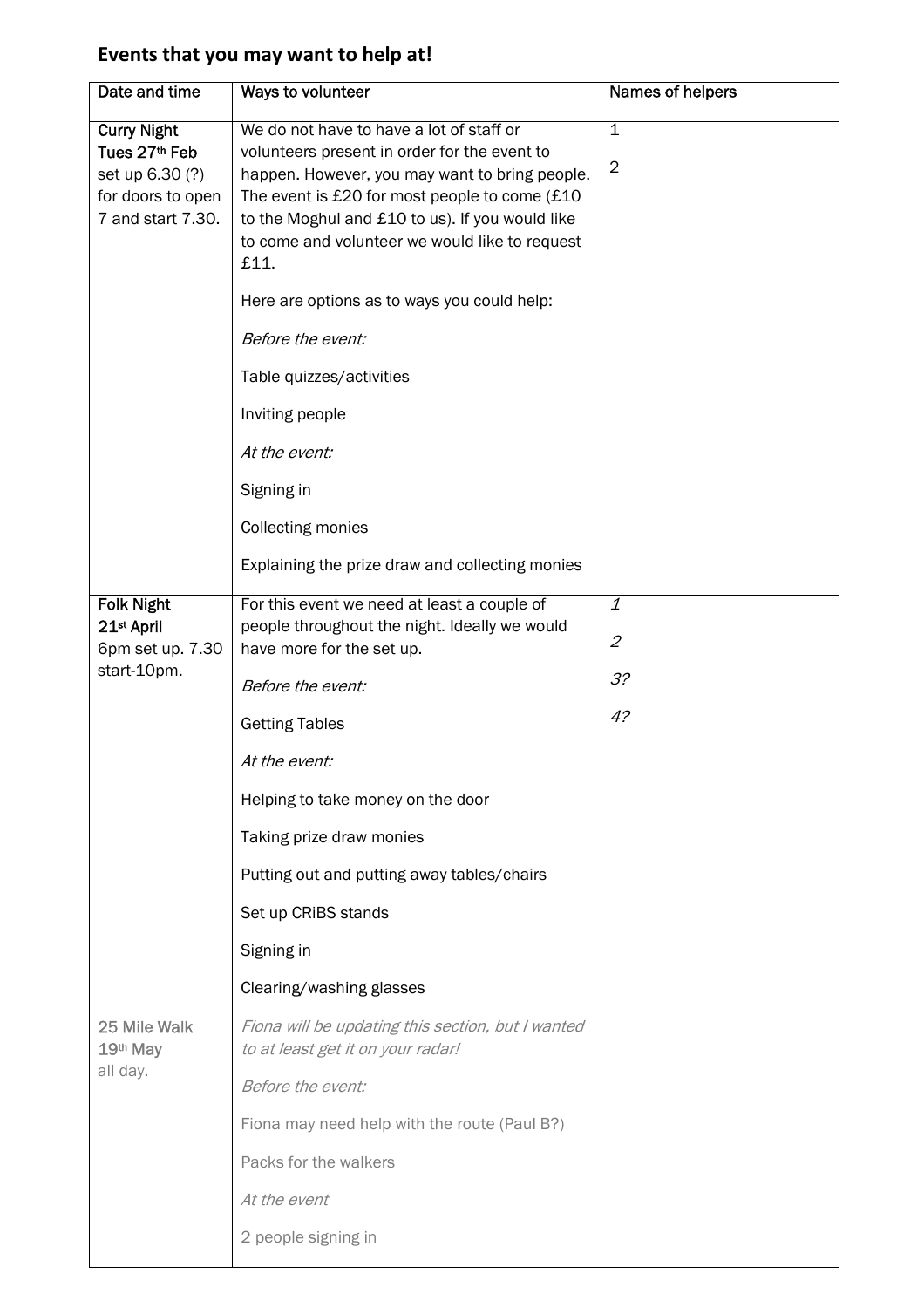## **Events that you may want to help at!**

| Date and time | Ways to volunteer | Names of helpers |
|---|---|---|
| Curry Night<br>Tues 27th Feb<br>set up 6.30 (?) for doors to open 7 and start 7.30. | We do not have to have a lot of staff or volunteers present in order for the event to happen. However, you may want to bring people. The event is £20 for most people to come (£10 to the Moghul and £10 to us). If you would like to come and volunteer we would like to request £11.<br><br>Here are options as to ways you could help:<br><br>*Before the event:*<br><br>Table quizzes/activities<br><br>Inviting people<br><br>*At the event:*<br><br>Signing in<br><br>Collecting monies<br><br>Explaining the prize draw and collecting monies | 1<br><br>2 |
| Folk Night<br>21st April<br>6pm set up. 7.30 start-10pm. | For this event we need at least a couple of people throughout the night. Ideally we would have more for the set up.<br><br>*Before the event:*<br><br>Getting Tables<br><br>*At the event:*<br><br>Helping to take money on the door<br><br>Taking prize draw monies<br><br>Putting out and putting away tables/chairs<br><br>Set up CRiBS stands<br><br>Signing in<br><br>Clearing/washing glasses | *1*<br><br>*2*<br><br>*3?*<br><br>*4?* |
| 25 Mile Walk<br>19th May<br>all day. | *Fiona will be updating this section, but I wanted to at least get it on your radar!*<br><br>*Before the event:*<br><br>Fiona may need help with the route (Paul B?)<br><br>Packs for the walkers<br><br>*At the event*<br><br>2 people signing in | |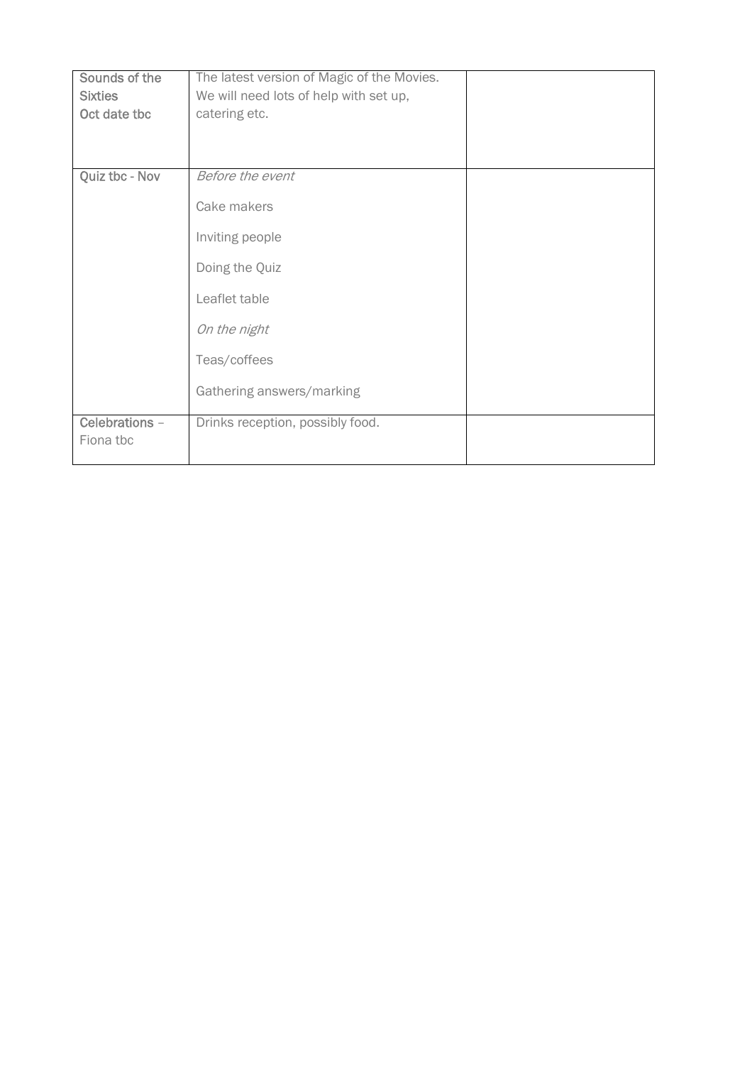| | | |
|---|---|---|
| Sounds of the Sixties<br>Oct date tbc | The latest version of Magic of the Movies. We will need lots of help with set up, catering etc. | |
| Quiz tbc - Nov | *Before the event*<br>Cake makers<br>Inviting people<br>Doing the Quiz<br>Leaflet table<br>*On the night*<br>Teas/coffees<br>Gathering answers/marking | |
| Celebrations – Fiona tbc | Drinks reception, possibly food. | |